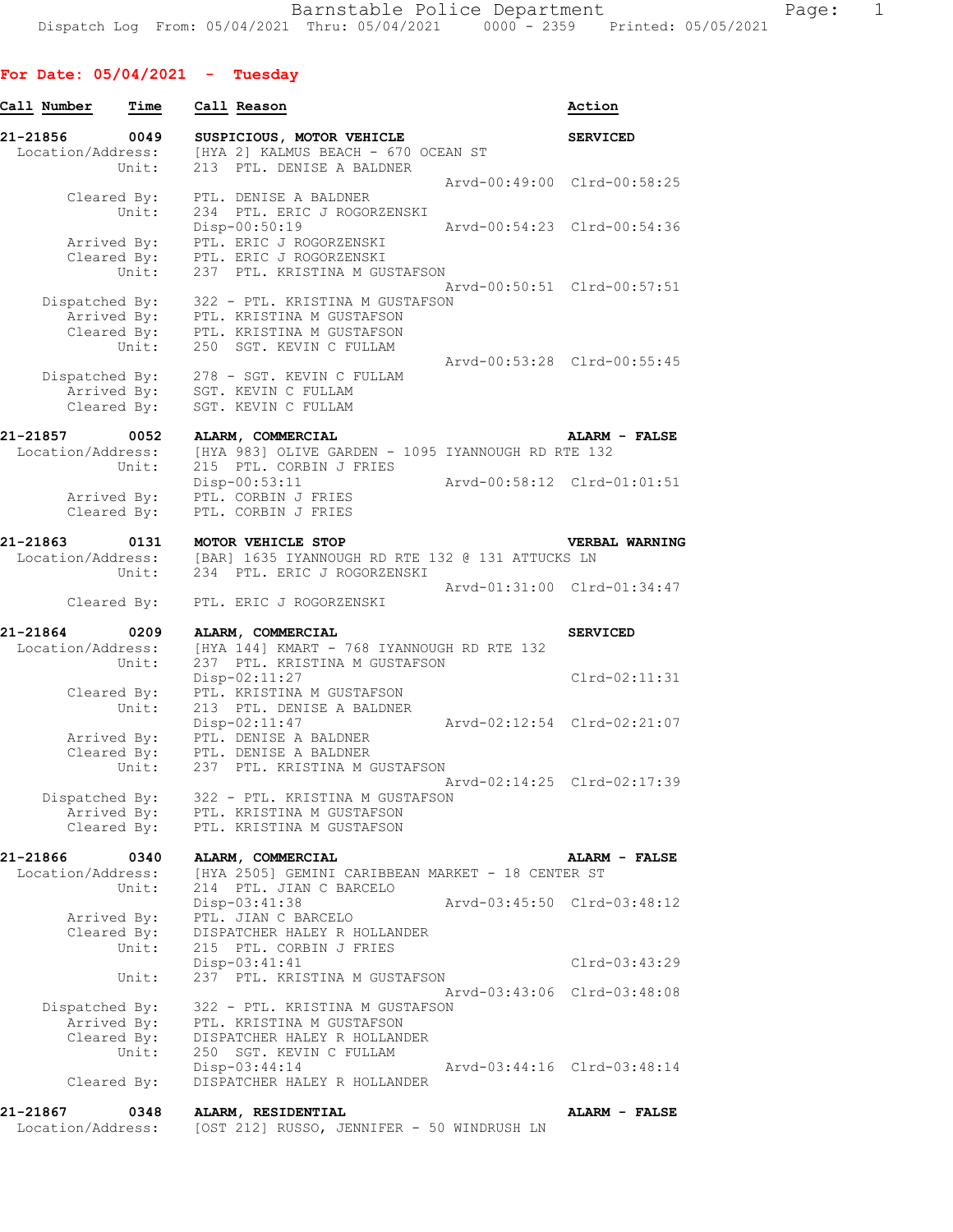**For Date: 05/04/2021 - Tuesday**

| Call Number | Time | Call Reason | Action |
|---|---|---|---|

**21-21856 0049 SUSPICIOUS, MOTOR VEHICLE** — SERVICED

```
Location/Address:   [HYA 2] KALMUS BEACH - 670 OCEAN ST
            Unit:   213  PTL. DENISE A BALDNER
                                                  Arvd-00:49:00  Clrd-00:58:25
      Cleared By:   PTL. DENISE A BALDNER
            Unit:   234  PTL. ERIC J ROGORZENSKI
                    Disp-00:50:19                 Arvd-00:54:23  Clrd-00:54:36
      Arrived By:   PTL. ERIC J ROGORZENSKI
      Cleared By:   PTL. ERIC J ROGORZENSKI
            Unit:   237  PTL. KRISTINA M GUSTAFSON
                                                  Arvd-00:50:51  Clrd-00:57:51
   Dispatched By:   322 - PTL. KRISTINA M GUSTAFSON
      Arrived By:   PTL. KRISTINA M GUSTAFSON
      Cleared By:   PTL. KRISTINA M GUSTAFSON
            Unit:   250  SGT. KEVIN C FULLAM
                                                  Arvd-00:53:28  Clrd-00:55:45
   Dispatched By:   278 - SGT. KEVIN C FULLAM
      Arrived By:   SGT. KEVIN C FULLAM
      Cleared By:   SGT. KEVIN C FULLAM
```

**21-21857 0052 ALARM, COMMERCIAL** — ALARM - FALSE

```
Location/Address:   [HYA 983] OLIVE GARDEN - 1095 IYANNOUGH RD RTE 132
            Unit:   215  PTL. CORBIN J FRIES
                    Disp-00:53:11                 Arvd-00:58:12  Clrd-01:01:51
      Arrived By:   PTL. CORBIN J FRIES
      Cleared By:   PTL. CORBIN J FRIES
```

**21-21863 0131 MOTOR VEHICLE STOP** — VERBAL WARNING

```
Location/Address:   [BAR] 1635 IYANNOUGH RD RTE 132 @ 131 ATTUCKS LN
            Unit:   234  PTL. ERIC J ROGORZENSKI
                                                  Arvd-01:31:00  Clrd-01:34:47
      Cleared By:   PTL. ERIC J ROGORZENSKI
```

**21-21864 0209 ALARM, COMMERCIAL** — SERVICED

```
Location/Address:   [HYA 144] KMART - 768 IYANNOUGH RD RTE 132
            Unit:   237  PTL. KRISTINA M GUSTAFSON
                    Disp-02:11:27                                Clrd-02:11:31
      Cleared By:   PTL. KRISTINA M GUSTAFSON
            Unit:   213  PTL. DENISE A BALDNER
                    Disp-02:11:47                 Arvd-02:12:54  Clrd-02:21:07
      Arrived By:   PTL. DENISE A BALDNER
      Cleared By:   PTL. DENISE A BALDNER
            Unit:   237  PTL. KRISTINA M GUSTAFSON
                                                  Arvd-02:14:25  Clrd-02:17:39
   Dispatched By:   322 - PTL. KRISTINA M GUSTAFSON
      Arrived By:   PTL. KRISTINA M GUSTAFSON
      Cleared By:   PTL. KRISTINA M GUSTAFSON
```

**21-21866 0340 ALARM, COMMERCIAL** — ALARM - FALSE

```
Location/Address:   [HYA 2505] GEMINI CARIBBEAN MARKET - 18 CENTER ST
            Unit:   214  PTL. JIAN C BARCELO
                    Disp-03:41:38                 Arvd-03:45:50  Clrd-03:48:12
      Arrived By:   PTL. JIAN C BARCELO
      Cleared By:   DISPATCHER HALEY R HOLLANDER
            Unit:   215  PTL. CORBIN J FRIES
                    Disp-03:41:41                                Clrd-03:43:29
            Unit:   237  PTL. KRISTINA M GUSTAFSON
                                                  Arvd-03:43:06  Clrd-03:48:08
   Dispatched By:   322 - PTL. KRISTINA M GUSTAFSON
      Arrived By:   PTL. KRISTINA M GUSTAFSON
      Cleared By:   DISPATCHER HALEY R HOLLANDER
            Unit:   250  SGT. KEVIN C FULLAM
                    Disp-03:44:14                 Arvd-03:44:16  Clrd-03:48:14
      Cleared By:   DISPATCHER HALEY R HOLLANDER
```

**21-21867 0348 ALARM, RESIDENTIAL** — ALARM - FALSE

```
Location/Address:   [OST 212] RUSSO, JENNIFER - 50 WINDRUSH LN
```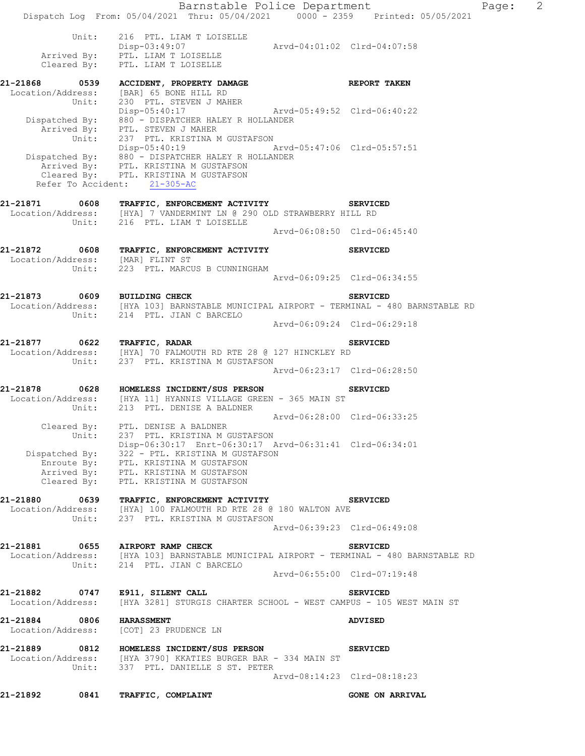```
Unit:    216  PTL. LIAM T LOISELLE
         Disp-03:49:07                    Arvd-04:01:02  Clrd-04:07:58
Arrived By:   PTL. LIAM T LOISELLE
Cleared By:   PTL. LIAM T LOISELLE
```

**21-21868 0539 ACCIDENT, PROPERTY DAMAGE — REPORT TAKEN**

```
Location/Address:   [BAR] 65 BONE HILL RD
           Unit:    230  PTL. STEVEN J MAHER
                    Disp-05:40:17                    Arvd-05:49:52  Clrd-06:40:22
  Dispatched By:    880 - DISPATCHER HALEY R HOLLANDER
     Arrived By:    PTL. STEVEN J MAHER
           Unit:    237  PTL. KRISTINA M GUSTAFSON
                    Disp-05:40:19                    Arvd-05:47:06  Clrd-05:57:51
  Dispatched By:    880 - DISPATCHER HALEY R HOLLANDER
     Arrived By:    PTL. KRISTINA M GUSTAFSON
     Cleared By:    PTL. KRISTINA M GUSTAFSON
Refer To Accident:  21-305-AC
```

**21-21871 0608 TRAFFIC, ENFORCEMENT ACTIVITY — SERVICED**

```
Location/Address:   [HYA] 7 VANDERMINT LN @ 290 OLD STRAWBERRY HILL RD
           Unit:    216  PTL. LIAM T LOISELLE
                                                     Arvd-06:08:50  Clrd-06:45:40
```

**21-21872 0608 TRAFFIC, ENFORCEMENT ACTIVITY — SERVICED**

```
Location/Address:   [MAR] FLINT ST
           Unit:    223  PTL. MARCUS B CUNNINGHAM
                                                     Arvd-06:09:25  Clrd-06:34:55
```

**21-21873 0609 BUILDING CHECK — SERVICED**

```
Location/Address:   [HYA 103] BARNSTABLE MUNICIPAL AIRPORT - TERMINAL - 480 BARNSTABLE RD
           Unit:    214  PTL. JIAN C BARCELO
                                                     Arvd-06:09:24  Clrd-06:29:18
```

**21-21877 0622 TRAFFIC, RADAR — SERVICED**

```
Location/Address:   [HYA] 70 FALMOUTH RD RTE 28 @ 127 HINCKLEY RD
           Unit:    237  PTL. KRISTINA M GUSTAFSON
                                                     Arvd-06:23:17  Clrd-06:28:50
```

**21-21878 0628 HOMELESS INCIDENT/SUS PERSON — SERVICED**

```
Location/Address:   [HYA 11] HYANNIS VILLAGE GREEN - 365 MAIN ST
           Unit:    213  PTL. DENISE A BALDNER
                                                     Arvd-06:28:00  Clrd-06:33:25
     Cleared By:    PTL. DENISE A BALDNER
           Unit:    237  PTL. KRISTINA M GUSTAFSON
                    Disp-06:30:17  Enrt-06:30:17  Arvd-06:31:41  Clrd-06:34:01
  Dispatched By:    322 - PTL. KRISTINA M GUSTAFSON
     Enroute By:    PTL. KRISTINA M GUSTAFSON
     Arrived By:    PTL. KRISTINA M GUSTAFSON
     Cleared By:    PTL. KRISTINA M GUSTAFSON
```

**21-21880 0639 TRAFFIC, ENFORCEMENT ACTIVITY — SERVICED**

```
Location/Address:   [HYA] 100 FALMOUTH RD RTE 28 @ 180 WALTON AVE
           Unit:    237  PTL. KRISTINA M GUSTAFSON
                                                     Arvd-06:39:23  Clrd-06:49:08
```

**21-21881 0655 AIRPORT RAMP CHECK — SERVICED**

```
Location/Address:   [HYA 103] BARNSTABLE MUNICIPAL AIRPORT - TERMINAL - 480 BARNSTABLE RD
           Unit:    214  PTL. JIAN C BARCELO
                                                     Arvd-06:55:00  Clrd-07:19:48
```

**21-21882 0747 E911, SILENT CALL — SERVICED**

```
Location/Address:   [HYA 3281] STURGIS CHARTER SCHOOL - WEST CAMPUS - 105 WEST MAIN ST
```

**21-21884 0806 HARASSMENT — ADVISED**

```
Location/Address:   [COT] 23 PRUDENCE LN
```

**21-21889 0812 HOMELESS INCIDENT/SUS PERSON — SERVICED**

```
Location/Address:   [HYA 3790] KKATIES BURGER BAR - 334 MAIN ST
           Unit:    337  PTL. DANIELLE S ST. PETER
                                                     Arvd-08:14:23  Clrd-08:18:23
```

**21-21892 0841 TRAFFIC, COMPLAINT — GONE ON ARRIVAL**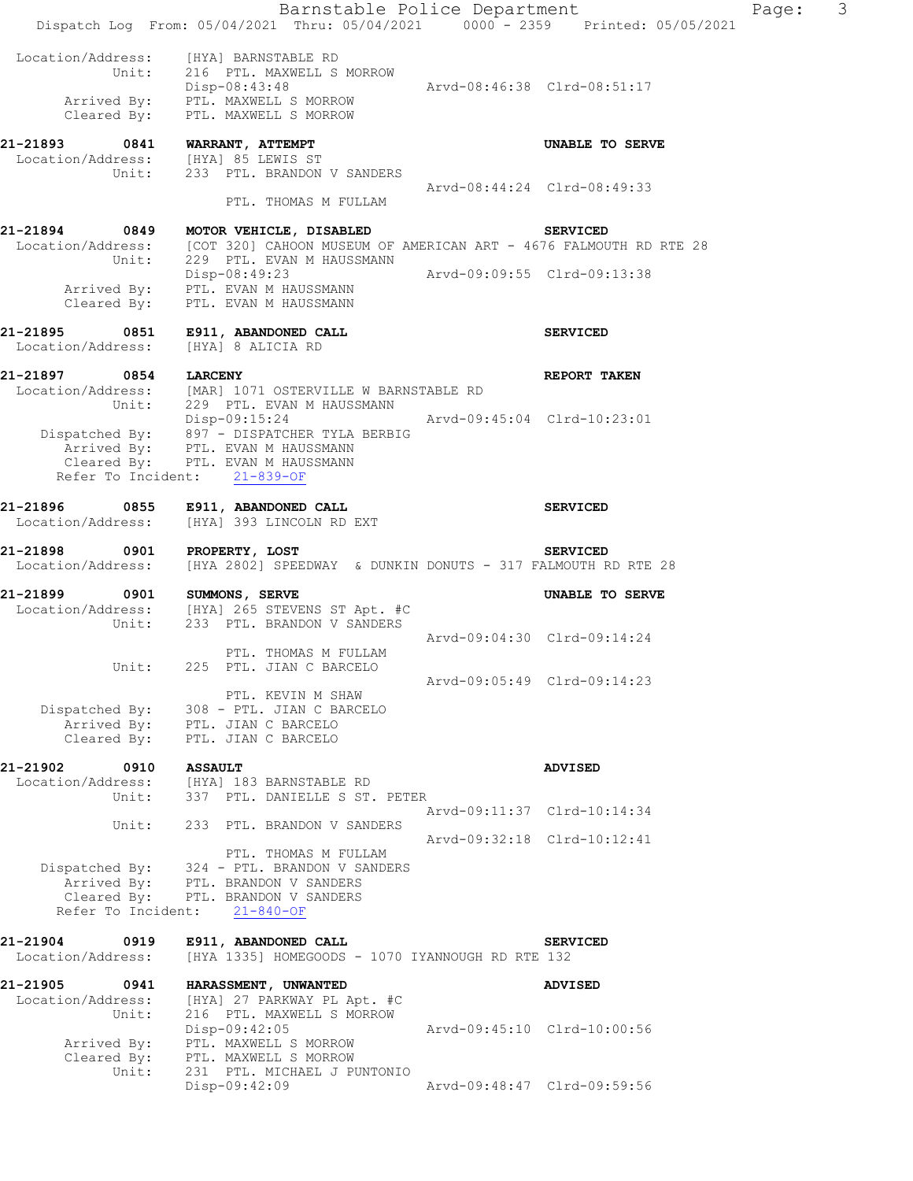```
Location/Address:    [HYA] BARNSTABLE RD
            Unit:    216  PTL. MAXWELL S MORROW
                     Disp-08:43:48                 Arvd-08:46:38  Clrd-08:51:17
      Arrived By:    PTL. MAXWELL S MORROW
      Cleared By:    PTL. MAXWELL S MORROW

21-21893        0841    WARRANT, ATTEMPT                              UNABLE TO SERVE
 Location/Address:    [HYA] 85 LEWIS ST
            Unit:    233  PTL. BRANDON V SANDERS
                                                   Arvd-08:44:24  Clrd-08:49:33
                          PTL. THOMAS M FULLAM

21-21894        0849    MOTOR VEHICLE, DISABLED                       SERVICED
 Location/Address:    [COT 320] CAHOON MUSEUM OF AMERICAN ART - 4676 FALMOUTH RD RTE 28
            Unit:    229  PTL. EVAN M HAUSSMANN
                     Disp-08:49:23                 Arvd-09:09:55  Clrd-09:13:38
      Arrived By:    PTL. EVAN M HAUSSMANN
      Cleared By:    PTL. EVAN M HAUSSMANN

21-21895        0851    E911, ABANDONED CALL                          SERVICED
 Location/Address:    [HYA] 8 ALICIA RD

21-21897        0854    LARCENY                                       REPORT TAKEN
 Location/Address:    [MAR] 1071 OSTERVILLE W BARNSTABLE RD
            Unit:    229  PTL. EVAN M HAUSSMANN
                     Disp-09:15:24                 Arvd-09:45:04  Clrd-10:23:01
   Dispatched By:    897 - DISPATCHER TYLA BERBIG
      Arrived By:    PTL. EVAN M HAUSSMANN
      Cleared By:    PTL. EVAN M HAUSSMANN
  Refer To Incident:    21-839-OF

21-21896        0855    E911, ABANDONED CALL                          SERVICED
 Location/Address:    [HYA] 393 LINCOLN RD EXT

21-21898        0901    PROPERTY, LOST                                SERVICED
 Location/Address:    [HYA 2802] SPEEDWAY  & DUNKIN DONUTS - 317 FALMOUTH RD RTE 28

21-21899        0901    SUMMONS, SERVE                                UNABLE TO SERVE
 Location/Address:    [HYA] 265 STEVENS ST Apt. #C
            Unit:    233  PTL. BRANDON V SANDERS
                                                   Arvd-09:04:30  Clrd-09:14:24
                          PTL. THOMAS M FULLAM
            Unit:    225  PTL. JIAN C BARCELO
                                                   Arvd-09:05:49  Clrd-09:14:23
                          PTL. KEVIN M SHAW
   Dispatched By:    308 - PTL. JIAN C BARCELO
      Arrived By:    PTL. JIAN C BARCELO
      Cleared By:    PTL. JIAN C BARCELO

21-21902        0910    ASSAULT                                       ADVISED
 Location/Address:    [HYA] 183 BARNSTABLE RD
            Unit:    337  PTL. DANIELLE S ST. PETER
                                                   Arvd-09:11:37  Clrd-10:14:34
            Unit:    233  PTL. BRANDON V SANDERS
                                                   Arvd-09:32:18  Clrd-10:12:41
                          PTL. THOMAS M FULLAM
   Dispatched By:    324 - PTL. BRANDON V SANDERS
      Arrived By:    PTL. BRANDON V SANDERS
      Cleared By:    PTL. BRANDON V SANDERS
  Refer To Incident:    21-840-OF

21-21904        0919    E911, ABANDONED CALL                          SERVICED
 Location/Address:    [HYA 1335] HOMEGOODS - 1070 IYANNOUGH RD RTE 132

21-21905        0941    HARASSMENT, UNWANTED                          ADVISED
 Location/Address:    [HYA] 27 PARKWAY PL Apt. #C
            Unit:    216  PTL. MAXWELL S MORROW
                     Disp-09:42:05                 Arvd-09:45:10  Clrd-10:00:56
      Arrived By:    PTL. MAXWELL S MORROW
      Cleared By:    PTL. MAXWELL S MORROW
            Unit:    231  PTL. MICHAEL J PUNTONIO
                     Disp-09:42:09                 Arvd-09:48:47  Clrd-09:59:56
```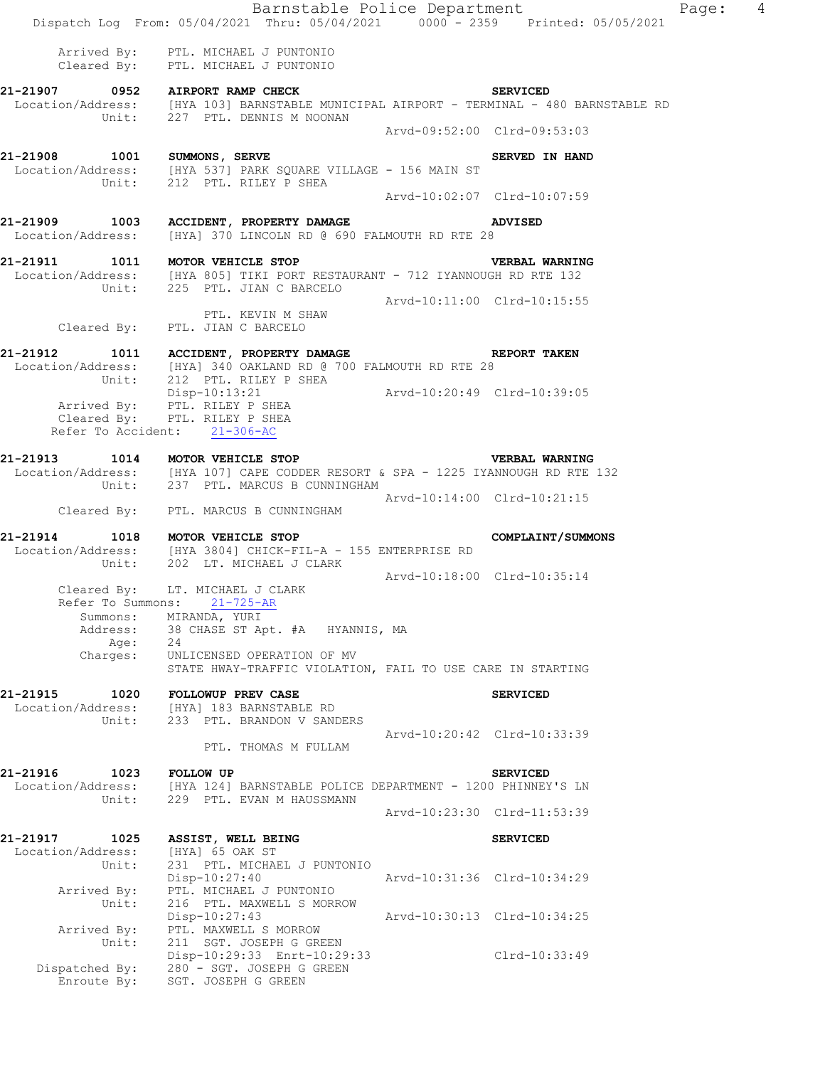```
        Arrived By:    PTL. MICHAEL J PUNTONIO
        Cleared By:    PTL. MICHAEL J PUNTONIO

21-21907       0952    AIRPORT RAMP CHECK                              SERVICED
  Location/Address:    [HYA 103] BARNSTABLE MUNICIPAL AIRPORT - TERMINAL - 480 BARNSTABLE RD
             Unit:     227  PTL. DENNIS M NOONAN
                                                   Arvd-09:52:00  Clrd-09:53:03

21-21908       1001    SUMMONS, SERVE                                  SERVED IN HAND
  Location/Address:    [HYA 537] PARK SQUARE VILLAGE - 156 MAIN ST
             Unit:     212  PTL. RILEY P SHEA
                                                   Arvd-10:02:07  Clrd-10:07:59

21-21909       1003    ACCIDENT, PROPERTY DAMAGE                       ADVISED
  Location/Address:    [HYA] 370 LINCOLN RD @ 690 FALMOUTH RD RTE 28

21-21911       1011    MOTOR VEHICLE STOP                              VERBAL WARNING
  Location/Address:    [HYA 805] TIKI PORT RESTAURANT - 712 IYANNOUGH RD RTE 132
             Unit:     225  PTL. JIAN C BARCELO
                                                   Arvd-10:11:00  Clrd-10:15:55
                            PTL. KEVIN M SHAW
        Cleared By:    PTL. JIAN C BARCELO

21-21912       1011    ACCIDENT, PROPERTY DAMAGE                       REPORT TAKEN
  Location/Address:    [HYA] 340 OAKLAND RD @ 700 FALMOUTH RD RTE 28
             Unit:     212  PTL. RILEY P SHEA
                       Disp-10:13:21               Arvd-10:20:49  Clrd-10:39:05
        Arrived By:    PTL. RILEY P SHEA
        Cleared By:    PTL. RILEY P SHEA
      Refer To Accident:    21-306-AC

21-21913       1014    MOTOR VEHICLE STOP                              VERBAL WARNING
  Location/Address:    [HYA 107] CAPE CODDER RESORT & SPA - 1225 IYANNOUGH RD RTE 132
             Unit:     237  PTL. MARCUS B CUNNINGHAM
                                                   Arvd-10:14:00  Clrd-10:21:15
        Cleared By:    PTL. MARCUS B CUNNINGHAM

21-21914       1018    MOTOR VEHICLE STOP                              COMPLAINT/SUMMONS
  Location/Address:    [HYA 3804] CHICK-FIL-A - 155 ENTERPRISE RD
             Unit:     202  LT. MICHAEL J CLARK
                                                   Arvd-10:18:00  Clrd-10:35:14
        Cleared By:    LT. MICHAEL J CLARK
        Refer To Summons:    21-725-AR
           Summons:    MIRANDA, YURI
           Address:    38 CHASE ST Apt. #A   HYANNIS, MA
               Age:    24
           Charges:    UNLICENSED OPERATION OF MV
                       STATE HWAY-TRAFFIC VIOLATION, FAIL TO USE CARE IN STARTING

21-21915       1020    FOLLOWUP PREV CASE                              SERVICED
  Location/Address:    [HYA] 183 BARNSTABLE RD
             Unit:     233  PTL. BRANDON V SANDERS
                                                   Arvd-10:20:42  Clrd-10:33:39
                            PTL. THOMAS M FULLAM

21-21916       1023    FOLLOW UP                                       SERVICED
  Location/Address:    [HYA 124] BARNSTABLE POLICE DEPARTMENT - 1200 PHINNEY'S LN
             Unit:     229  PTL. EVAN M HAUSSMANN
                                                   Arvd-10:23:30  Clrd-11:53:39

21-21917       1025    ASSIST, WELL BEING                              SERVICED
  Location/Address:    [HYA] 65 OAK ST
             Unit:     231  PTL. MICHAEL J PUNTONIO
                       Disp-10:27:40               Arvd-10:31:36  Clrd-10:34:29
        Arrived By:    PTL. MICHAEL J PUNTONIO
             Unit:     216  PTL. MAXWELL S MORROW
                       Disp-10:27:43               Arvd-10:30:13  Clrd-10:34:25
        Arrived By:    PTL. MAXWELL S MORROW
             Unit:     211  SGT. JOSEPH G GREEN
                       Disp-10:29:33  Enrt-10:29:33               Clrd-10:33:49
     Dispatched By:    280 - SGT. JOSEPH G GREEN
        Enroute By:    SGT. JOSEPH G GREEN
```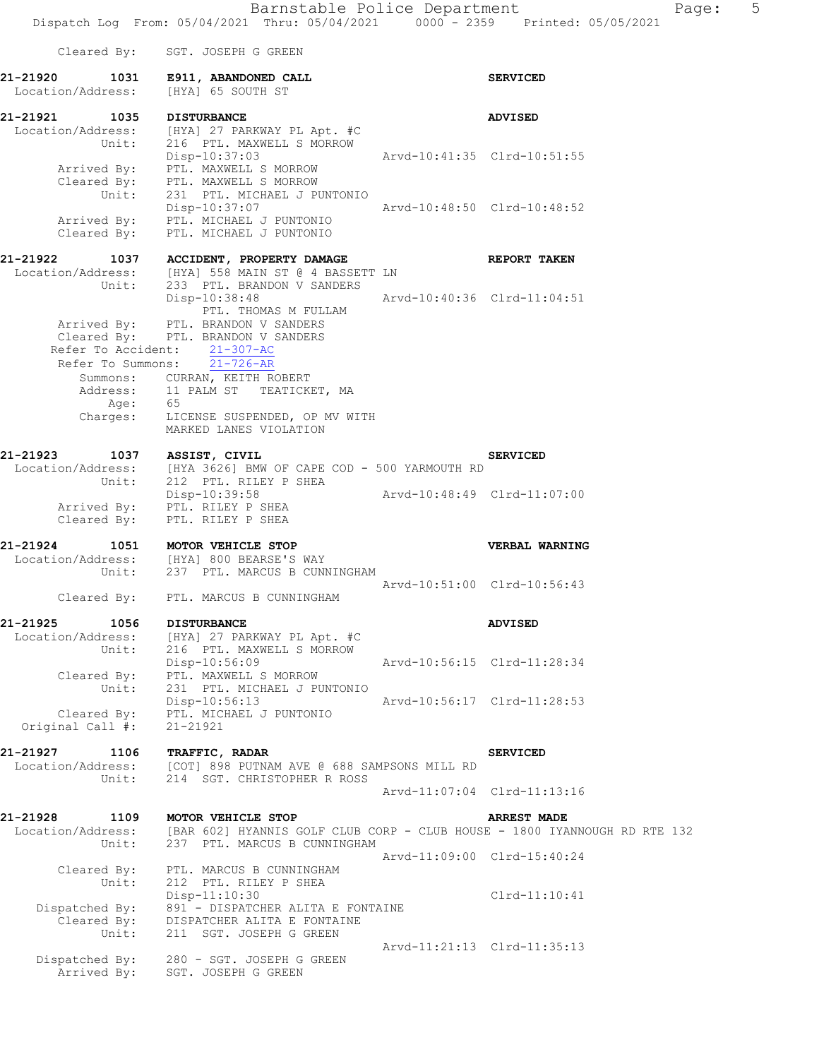Cleared By: SGT. JOSEPH G GREEN

**21-21920 1031 E911, ABANDONED CALL SERVICED**
Location/Address: [HYA] 65 SOUTH ST

**21-21921 1035 DISTURBANCE ADVISED**
Location/Address: [HYA] 27 PARKWAY PL Apt. #C
Unit: 216 PTL. MAXWELL S MORROW
Disp-10:37:03 Arvd-10:41:35 Clrd-10:51:55
Arrived By: PTL. MAXWELL S MORROW
Cleared By: PTL. MAXWELL S MORROW
Unit: 231 PTL. MICHAEL J PUNTONIO
Disp-10:37:07 Arvd-10:48:50 Clrd-10:48:52
Arrived By: PTL. MICHAEL J PUNTONIO
Cleared By: PTL. MICHAEL J PUNTONIO

**21-21922 1037 ACCIDENT, PROPERTY DAMAGE REPORT TAKEN**
Location/Address: [HYA] 558 MAIN ST @ 4 BASSETT LN
Unit: 233 PTL. BRANDON V SANDERS
Disp-10:38:48 Arvd-10:40:36 Clrd-11:04:51
PTL. THOMAS M FULLAM
Arrived By: PTL. BRANDON V SANDERS
Cleared By: PTL. BRANDON V SANDERS
Refer To Accident: 21-307-AC
Refer To Summons: 21-726-AR
Summons: CURRAN, KEITH ROBERT
Address: 11 PALM ST TEATICKET, MA
Age: 65
Charges: LICENSE SUSPENDED, OP MV WITH
MARKED LANES VIOLATION

**21-21923 1037 ASSIST, CIVIL SERVICED**
Location/Address: [HYA 3626] BMW OF CAPE COD - 500 YARMOUTH RD
Unit: 212 PTL. RILEY P SHEA
Disp-10:39:58 Arvd-10:48:49 Clrd-11:07:00
Arrived By: PTL. RILEY P SHEA
Cleared By: PTL. RILEY P SHEA

**21-21924 1051 MOTOR VEHICLE STOP VERBAL WARNING**
Location/Address: [HYA] 800 BEARSE'S WAY
Unit: 237 PTL. MARCUS B CUNNINGHAM
Arvd-10:51:00 Clrd-10:56:43
Cleared By: PTL. MARCUS B CUNNINGHAM

**21-21925 1056 DISTURBANCE ADVISED**
Location/Address: [HYA] 27 PARKWAY PL Apt. #C
Unit: 216 PTL. MAXWELL S MORROW
Disp-10:56:09 Arvd-10:56:15 Clrd-11:28:34
Cleared By: PTL. MAXWELL S MORROW
Unit: 231 PTL. MICHAEL J PUNTONIO
Disp-10:56:13 Arvd-10:56:17 Clrd-11:28:53
Cleared By: PTL. MICHAEL J PUNTONIO
Original Call #: 21-21921

**21-21927 1106 TRAFFIC, RADAR SERVICED**
Location/Address: [COT] 898 PUTNAM AVE @ 688 SAMPSONS MILL RD
Unit: 214 SGT. CHRISTOPHER R ROSS
Arvd-11:07:04 Clrd-11:13:16

**21-21928 1109 MOTOR VEHICLE STOP ARREST MADE**
Location/Address: [BAR 602] HYANNIS GOLF CLUB CORP - CLUB HOUSE - 1800 IYANNOUGH RD RTE 132
Unit: 237 PTL. MARCUS B CUNNINGHAM
Arvd-11:09:00 Clrd-15:40:24
Cleared By: PTL. MARCUS B CUNNINGHAM
Unit: 212 PTL. RILEY P SHEA
Disp-11:10:30 Clrd-11:10:41
Dispatched By: 891 - DISPATCHER ALITA E FONTAINE
Cleared By: DISPATCHER ALITA E FONTAINE
Unit: 211 SGT. JOSEPH G GREEN
Arvd-11:21:13 Clrd-11:35:13
Dispatched By: 280 - SGT. JOSEPH G GREEN
Arrived By: SGT. JOSEPH G GREEN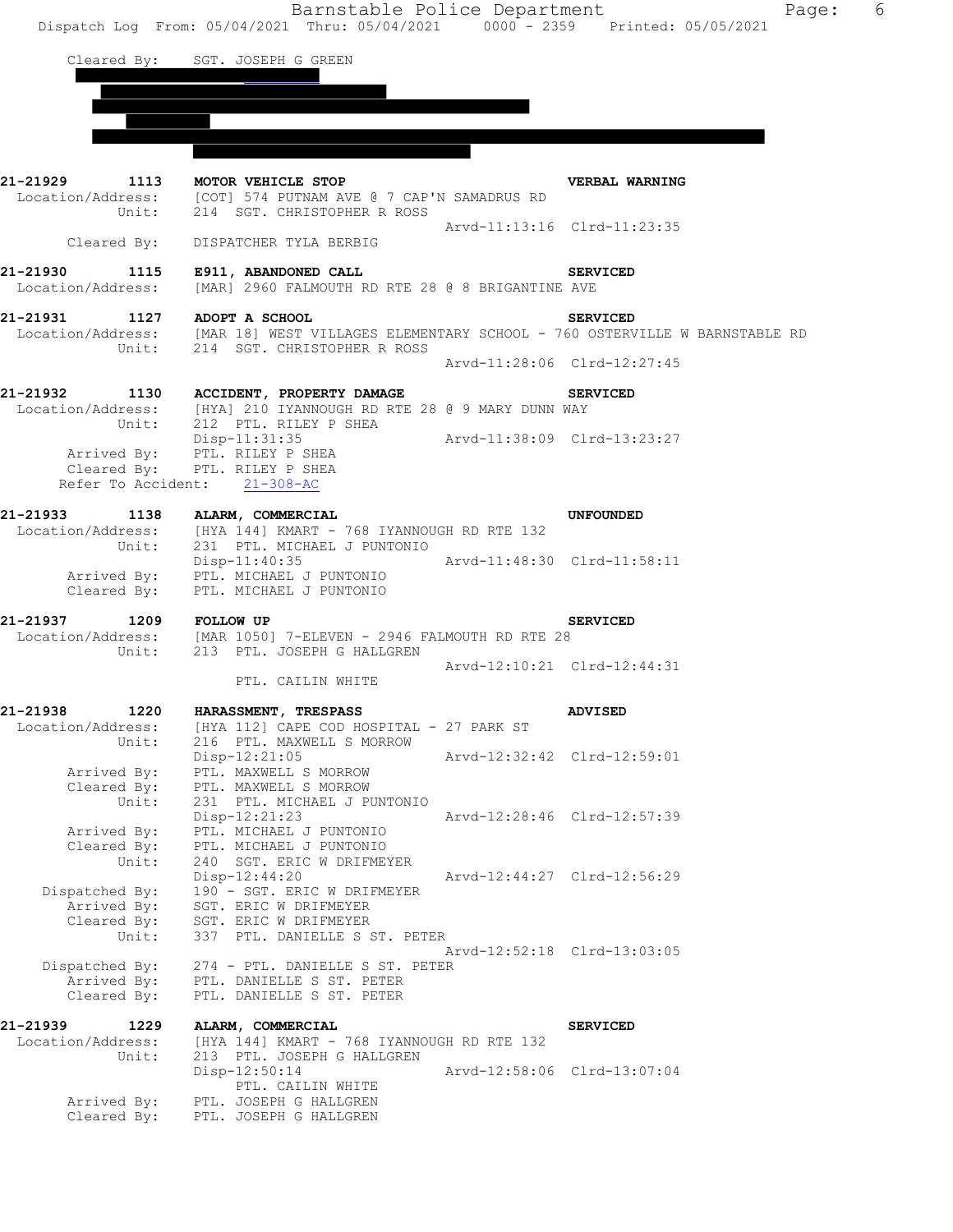Cleared By: SGT. JOSEPH G GREEN

```
21-21929     1113   MOTOR VEHICLE STOP                           VERBAL WARNING
  Location/Address:   [COT] 574 PUTNAM AVE @ 7 CAP'N SAMADRUS RD
             Unit:    214  SGT. CHRISTOPHER R ROSS
                                                  Arvd-11:13:16  Clrd-11:23:35
       Cleared By:    DISPATCHER TYLA BERBIG

21-21930     1115   E911, ABANDONED CALL                         SERVICED
  Location/Address:   [MAR] 2960 FALMOUTH RD RTE 28 @ 8 BRIGANTINE AVE

21-21931     1127   ADOPT A SCHOOL                               SERVICED
  Location/Address:   [MAR 18] WEST VILLAGES ELEMENTARY SCHOOL - 760 OSTERVILLE W BARNSTABLE RD
             Unit:    214  SGT. CHRISTOPHER R ROSS
                                                  Arvd-11:28:06  Clrd-12:27:45

21-21932     1130   ACCIDENT, PROPERTY DAMAGE                    SERVICED
  Location/Address:   [HYA] 210 IYANNOUGH RD RTE 28 @ 9 MARY DUNN WAY
             Unit:    212  PTL. RILEY P SHEA
                      Disp-11:31:35               Arvd-11:38:09  Clrd-13:23:27
       Arrived By:    PTL. RILEY P SHEA
       Cleared By:    PTL. RILEY P SHEA
   Refer To Accident:   21-308-AC

21-21933     1138   ALARM, COMMERCIAL                            UNFOUNDED
  Location/Address:   [HYA 144] KMART - 768 IYANNOUGH RD RTE 132
             Unit:    231  PTL. MICHAEL J PUNTONIO
                      Disp-11:40:35               Arvd-11:48:30  Clrd-11:58:11
       Arrived By:    PTL. MICHAEL J PUNTONIO
       Cleared By:    PTL. MICHAEL J PUNTONIO

21-21937     1209   FOLLOW UP                                    SERVICED
  Location/Address:   [MAR 1050] 7-ELEVEN - 2946 FALMOUTH RD RTE 28
             Unit:    213  PTL. JOSEPH G HALLGREN
                                                  Arvd-12:10:21  Clrd-12:44:31
                          PTL. CAILIN WHITE

21-21938     1220   HARASSMENT, TRESPASS                         ADVISED
  Location/Address:   [HYA 112] CAPE COD HOSPITAL - 27 PARK ST
             Unit:    216  PTL. MAXWELL S MORROW
                      Disp-12:21:05               Arvd-12:32:42  Clrd-12:59:01
       Arrived By:    PTL. MAXWELL S MORROW
       Cleared By:    PTL. MAXWELL S MORROW
             Unit:    231  PTL. MICHAEL J PUNTONIO
                      Disp-12:21:23               Arvd-12:28:46  Clrd-12:57:39
       Arrived By:    PTL. MICHAEL J PUNTONIO
       Cleared By:    PTL. MICHAEL J PUNTONIO
             Unit:    240  SGT. ERIC W DRIFMEYER
                      Disp-12:44:20               Arvd-12:44:27  Clrd-12:56:29
    Dispatched By:    190 - SGT. ERIC W DRIFMEYER
       Arrived By:    SGT. ERIC W DRIFMEYER
       Cleared By:    SGT. ERIC W DRIFMEYER
             Unit:    337  PTL. DANIELLE S ST. PETER
                                                  Arvd-12:52:18  Clrd-13:03:05
    Dispatched By:    274 - PTL. DANIELLE S ST. PETER
       Arrived By:    PTL. DANIELLE S ST. PETER
       Cleared By:    PTL. DANIELLE S ST. PETER

21-21939     1229   ALARM, COMMERCIAL                            SERVICED
  Location/Address:   [HYA 144] KMART - 768 IYANNOUGH RD RTE 132
             Unit:    213  PTL. JOSEPH G HALLGREN
                      Disp-12:50:14               Arvd-12:58:06  Clrd-13:07:04
                          PTL. CAILIN WHITE
       Arrived By:    PTL. JOSEPH G HALLGREN
       Cleared By:    PTL. JOSEPH G HALLGREN
```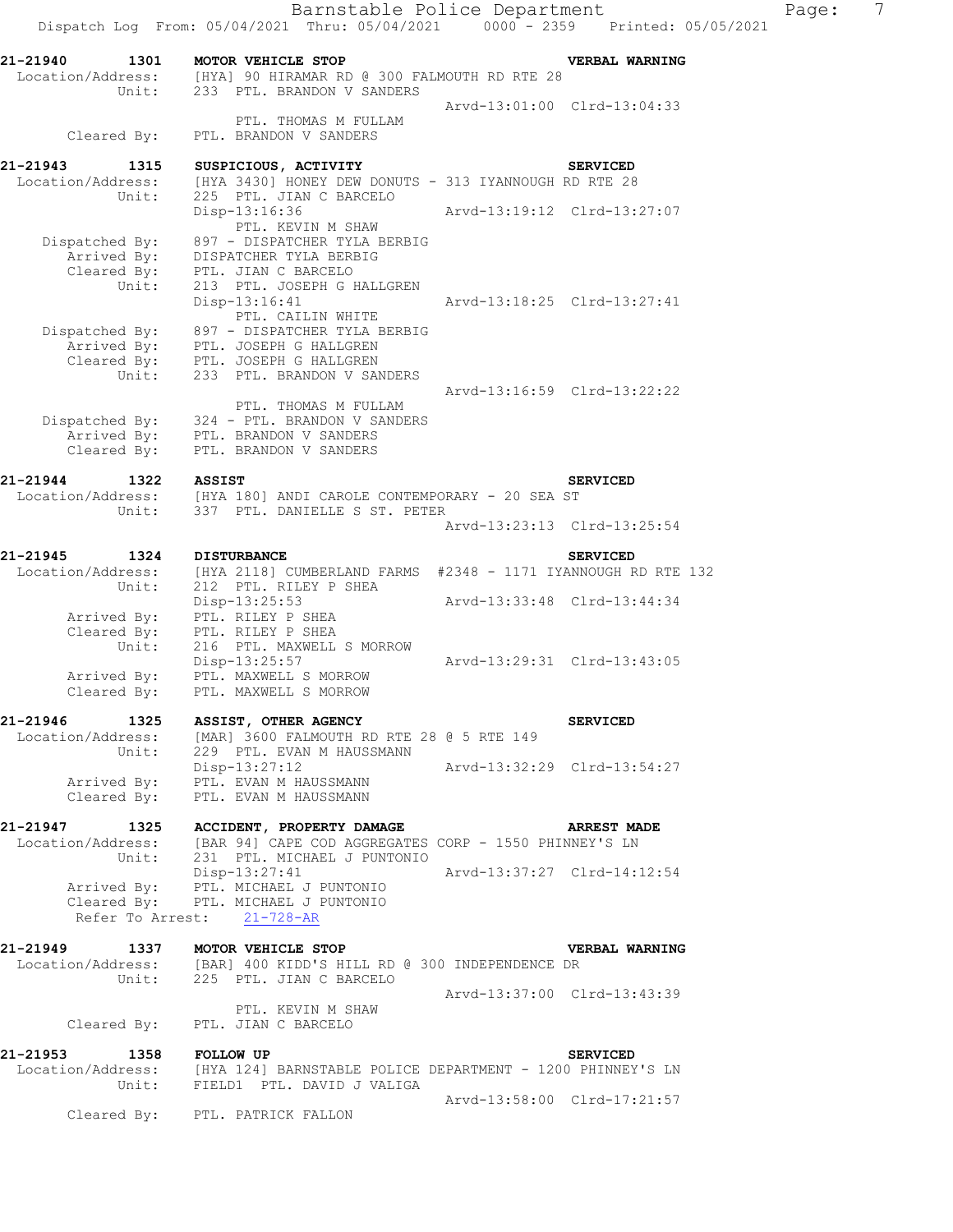```
21-21940        1301    MOTOR VEHICLE STOP                              VERBAL WARNING
  Location/Address:     [HYA] 90 HIRAMAR RD @ 300 FALMOUTH RD RTE 28
              Unit:     233  PTL. BRANDON V SANDERS
                                                    Arvd-13:01:00  Clrd-13:04:33
                             PTL. THOMAS M FULLAM
        Cleared By:     PTL. BRANDON V SANDERS

21-21943        1315    SUSPICIOUS, ACTIVITY                            SERVICED
  Location/Address:     [HYA 3430] HONEY DEW DONUTS - 313 IYANNOUGH RD RTE 28
              Unit:     225  PTL. JIAN C BARCELO
                        Disp-13:16:36               Arvd-13:19:12  Clrd-13:27:07
                             PTL. KEVIN M SHAW
     Dispatched By:     897 - DISPATCHER TYLA BERBIG
        Arrived By:     DISPATCHER TYLA BERBIG
        Cleared By:     PTL. JIAN C BARCELO
              Unit:     213  PTL. JOSEPH G HALLGREN
                        Disp-13:16:41               Arvd-13:18:25  Clrd-13:27:41
                             PTL. CAILIN WHITE
     Dispatched By:     897 - DISPATCHER TYLA BERBIG
        Arrived By:     PTL. JOSEPH G HALLGREN
        Cleared By:     PTL. JOSEPH G HALLGREN
              Unit:     233  PTL. BRANDON V SANDERS
                                                    Arvd-13:16:59  Clrd-13:22:22
                             PTL. THOMAS M FULLAM
     Dispatched By:     324 - PTL. BRANDON V SANDERS
        Arrived By:     PTL. BRANDON V SANDERS
        Cleared By:     PTL. BRANDON V SANDERS

21-21944        1322    ASSIST                                          SERVICED
  Location/Address:     [HYA 180] ANDI CAROLE CONTEMPORARY - 20 SEA ST
              Unit:     337  PTL. DANIELLE S ST. PETER
                                                    Arvd-13:23:13  Clrd-13:25:54

21-21945        1324    DISTURBANCE                                     SERVICED
  Location/Address:     [HYA 2118] CUMBERLAND FARMS  #2348 - 1171 IYANNOUGH RD RTE 132
              Unit:     212  PTL. RILEY P SHEA
                        Disp-13:25:53               Arvd-13:33:48  Clrd-13:44:34
        Arrived By:     PTL. RILEY P SHEA
        Cleared By:     PTL. RILEY P SHEA
              Unit:     216  PTL. MAXWELL S MORROW
                        Disp-13:25:57               Arvd-13:29:31  Clrd-13:43:05
        Arrived By:     PTL. MAXWELL S MORROW
        Cleared By:     PTL. MAXWELL S MORROW

21-21946        1325    ASSIST, OTHER AGENCY                            SERVICED
  Location/Address:     [MAR] 3600 FALMOUTH RD RTE 28 @ 5 RTE 149
              Unit:     229  PTL. EVAN M HAUSSMANN
                        Disp-13:27:12               Arvd-13:32:29  Clrd-13:54:27
        Arrived By:     PTL. EVAN M HAUSSMANN
        Cleared By:     PTL. EVAN M HAUSSMANN

21-21947        1325    ACCIDENT, PROPERTY DAMAGE                       ARREST MADE
  Location/Address:     [BAR 94] CAPE COD AGGREGATES CORP - 1550 PHINNEY'S LN
              Unit:     231  PTL. MICHAEL J PUNTONIO
                        Disp-13:27:41               Arvd-13:37:27  Clrd-14:12:54
        Arrived By:     PTL. MICHAEL J PUNTONIO
        Cleared By:     PTL. MICHAEL J PUNTONIO
   Refer To Arrest:     21-728-AR

21-21949        1337    MOTOR VEHICLE STOP                              VERBAL WARNING
  Location/Address:     [BAR] 400 KIDD'S HILL RD @ 300 INDEPENDENCE DR
              Unit:     225  PTL. JIAN C BARCELO
                                                    Arvd-13:37:00  Clrd-13:43:39
                             PTL. KEVIN M SHAW
        Cleared By:     PTL. JIAN C BARCELO

21-21953        1358    FOLLOW UP                                       SERVICED
  Location/Address:     [HYA 124] BARNSTABLE POLICE DEPARTMENT - 1200 PHINNEY'S LN
              Unit:     FIELD1  PTL. DAVID J VALIGA
                                                    Arvd-13:58:00  Clrd-17:21:57
        Cleared By:     PTL. PATRICK FALLON
```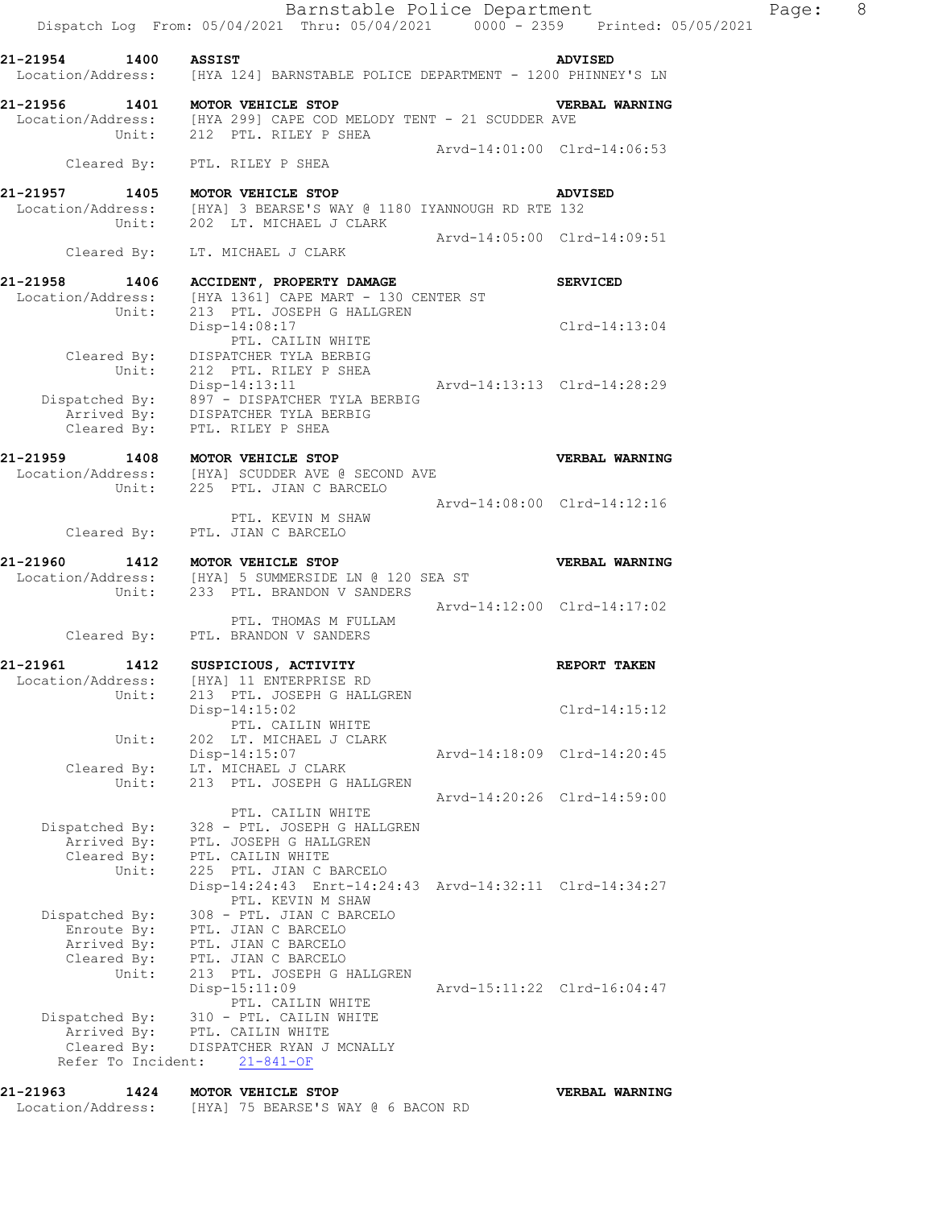**21-21954 1400 ASSIST ADVISED**
Location/Address: [HYA 124] BARNSTABLE POLICE DEPARTMENT - 1200 PHINNEY'S LN

**21-21956 1401 MOTOR VEHICLE STOP VERBAL WARNING**
Location/Address: [HYA 299] CAPE COD MELODY TENT - 21 SCUDDER AVE
Unit: 212 PTL. RILEY P SHEA
Arvd-14:01:00 Clrd-14:06:53
Cleared By: PTL. RILEY P SHEA

**21-21957 1405 MOTOR VEHICLE STOP ADVISED**
Location/Address: [HYA] 3 BEARSE'S WAY @ 1180 IYANNOUGH RD RTE 132
Unit: 202 LT. MICHAEL J CLARK
Arvd-14:05:00 Clrd-14:09:51
Cleared By: LT. MICHAEL J CLARK

**21-21958 1406 ACCIDENT, PROPERTY DAMAGE SERVICED**
Location/Address: [HYA 1361] CAPE MART - 130 CENTER ST
Unit: 213 PTL. JOSEPH G HALLGREN
Disp-14:08:17 Clrd-14:13:04
PTL. CAILIN WHITE
Cleared By: DISPATCHER TYLA BERBIG
Unit: 212 PTL. RILEY P SHEA
Disp-14:13:11 Arvd-14:13:13 Clrd-14:28:29
Dispatched By: 897 - DISPATCHER TYLA BERBIG
Arrived By: DISPATCHER TYLA BERBIG
Cleared By: PTL. RILEY P SHEA

**21-21959 1408 MOTOR VEHICLE STOP VERBAL WARNING**
Location/Address: [HYA] SCUDDER AVE @ SECOND AVE
Unit: 225 PTL. JIAN C BARCELO
Arvd-14:08:00 Clrd-14:12:16
PTL. KEVIN M SHAW
Cleared By: PTL. JIAN C BARCELO

**21-21960 1412 MOTOR VEHICLE STOP VERBAL WARNING**
Location/Address: [HYA] 5 SUMMERSIDE LN @ 120 SEA ST
Unit: 233 PTL. BRANDON V SANDERS
Arvd-14:12:00 Clrd-14:17:02
PTL. THOMAS M FULLAM
Cleared By: PTL. BRANDON V SANDERS

**21-21961 1412 SUSPICIOUS, ACTIVITY REPORT TAKEN**
Location/Address: [HYA] 11 ENTERPRISE RD
Unit: 213 PTL. JOSEPH G HALLGREN
Disp-14:15:02 Clrd-14:15:12
PTL. CAILIN WHITE
Unit: 202 LT. MICHAEL J CLARK
Disp-14:15:07 Arvd-14:18:09 Clrd-14:20:45
Cleared By: LT. MICHAEL J CLARK
Unit: 213 PTL. JOSEPH G HALLGREN
Arvd-14:20:26 Clrd-14:59:00
PTL. CAILIN WHITE
Dispatched By: 328 - PTL. JOSEPH G HALLGREN
Arrived By: PTL. JOSEPH G HALLGREN
Cleared By: PTL. CAILIN WHITE
Unit: 225 PTL. JIAN C BARCELO
Disp-14:24:43 Enrt-14:24:43 Arvd-14:32:11 Clrd-14:34:27
PTL. KEVIN M SHAW
Dispatched By: 308 - PTL. JIAN C BARCELO
Enroute By: PTL. JIAN C BARCELO
Arrived By: PTL. JIAN C BARCELO
Cleared By: PTL. JIAN C BARCELO
Unit: 213 PTL. JOSEPH G HALLGREN
Disp-15:11:09 Arvd-15:11:22 Clrd-16:04:47
PTL. CAILIN WHITE
Dispatched By: 310 - PTL. CAILIN WHITE
Arrived By: PTL. CAILIN WHITE
Cleared By: DISPATCHER RYAN J MCNALLY
Refer To Incident: 21-841-OF

**21-21963 1424 MOTOR VEHICLE STOP VERBAL WARNING**
Location/Address: [HYA] 75 BEARSE'S WAY @ 6 BACON RD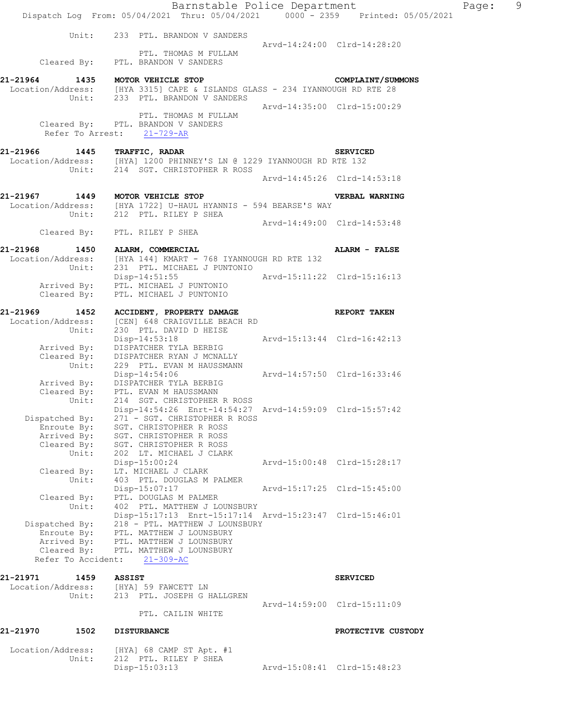```
           Unit:    233  PTL. BRANDON V SANDERS
                                                 Arvd-14:24:00  Clrd-14:28:20
                    PTL. THOMAS M FULLAM
      Cleared By:   PTL. BRANDON V SANDERS

21-21964        1435   MOTOR VEHICLE STOP                         COMPLAINT/SUMMONS
  Location/Address:    [HYA 3315] CAPE & ISLANDS GLASS - 234 IYANNOUGH RD RTE 28
           Unit:    233  PTL. BRANDON V SANDERS
                                                 Arvd-14:35:00  Clrd-15:00:29
                    PTL. THOMAS M FULLAM
      Cleared By:   PTL. BRANDON V SANDERS
   Refer To Arrest:    21-729-AR

21-21966        1445   TRAFFIC, RADAR                             SERVICED
  Location/Address:    [HYA] 1200 PHINNEY'S LN @ 1229 IYANNOUGH RD RTE 132
           Unit:    214  SGT. CHRISTOPHER R ROSS
                                                 Arvd-14:45:26  Clrd-14:53:18

21-21967        1449   MOTOR VEHICLE STOP                         VERBAL WARNING
  Location/Address:    [HYA 1722] U-HAUL HYANNIS - 594 BEARSE'S WAY
           Unit:    212  PTL. RILEY P SHEA
                                                 Arvd-14:49:00  Clrd-14:53:48
      Cleared By:   PTL. RILEY P SHEA

21-21968        1450   ALARM, COMMERCIAL                          ALARM - FALSE
  Location/Address:    [HYA 144] KMART - 768 IYANNOUGH RD RTE 132
           Unit:    231  PTL. MICHAEL J PUNTONIO
                    Disp-14:51:55                Arvd-15:11:22  Clrd-15:16:13
      Arrived By:   PTL. MICHAEL J PUNTONIO
      Cleared By:   PTL. MICHAEL J PUNTONIO

21-21969        1452   ACCIDENT, PROPERTY DAMAGE                  REPORT TAKEN
  Location/Address:    [CEN] 648 CRAIGVILLE BEACH RD
           Unit:    230  PTL. DAVID D HEISE
                    Disp-14:53:18                Arvd-15:13:44  Clrd-16:42:13
      Arrived By:   DISPATCHER TYLA BERBIG
      Cleared By:   DISPATCHER RYAN J MCNALLY
           Unit:    229  PTL. EVAN M HAUSSMANN
                    Disp-14:54:06                Arvd-14:57:50  Clrd-16:33:46
      Arrived By:   DISPATCHER TYLA BERBIG
      Cleared By:   PTL. EVAN M HAUSSMANN
           Unit:    214  SGT. CHRISTOPHER R ROSS
                    Disp-14:54:26  Enrt-14:54:27  Arvd-14:59:09  Clrd-15:57:42
   Dispatched By:   271 - SGT. CHRISTOPHER R ROSS
      Enroute By:   SGT. CHRISTOPHER R ROSS
      Arrived By:   SGT. CHRISTOPHER R ROSS
      Cleared By:   SGT. CHRISTOPHER R ROSS
           Unit:    202  LT. MICHAEL J CLARK
                    Disp-15:00:24                Arvd-15:00:48  Clrd-15:28:17
      Cleared By:   LT. MICHAEL J CLARK
           Unit:    403  PTL. DOUGLAS M PALMER
                    Disp-15:07:17                Arvd-15:17:25  Clrd-15:45:00
      Cleared By:   PTL. DOUGLAS M PALMER
           Unit:    402  PTL. MATTHEW J LOUNSBURY
                    Disp-15:17:13  Enrt-15:17:14  Arvd-15:23:47  Clrd-15:46:01
   Dispatched By:   218 - PTL. MATTHEW J LOUNSBURY
      Enroute By:   PTL. MATTHEW J LOUNSBURY
      Arrived By:   PTL. MATTHEW J LOUNSBURY
      Cleared By:   PTL. MATTHEW J LOUNSBURY
  Refer To Accident:   21-309-AC

21-21971        1459   ASSIST                                     SERVICED
  Location/Address:    [HYA] 59 FAWCETT LN
           Unit:    213  PTL. JOSEPH G HALLGREN
                                                 Arvd-14:59:00  Clrd-15:11:09
                    PTL. CAILIN WHITE

21-21970        1502   DISTURBANCE                                PROTECTIVE CUSTODY

  Location/Address:    [HYA] 68 CAMP ST Apt. #1
           Unit:    212  PTL. RILEY P SHEA
                    Disp-15:03:13                Arvd-15:08:41  Clrd-15:48:23
```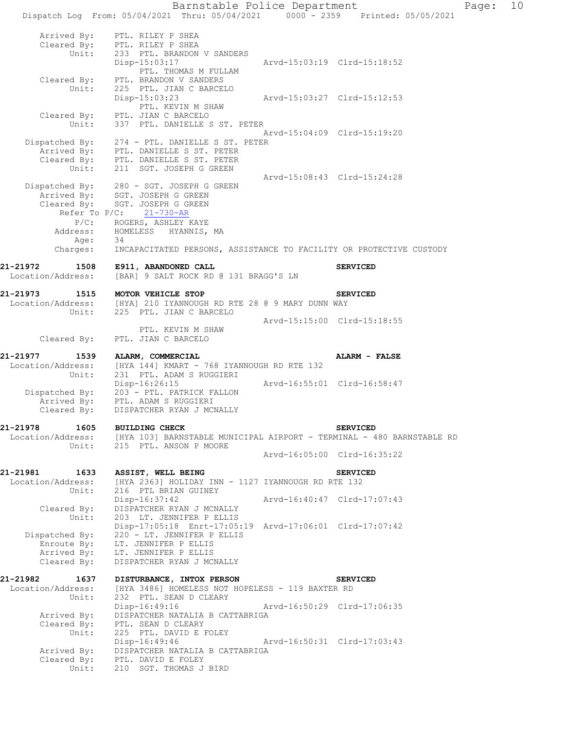```
        Arrived By:    PTL. RILEY P SHEA
        Cleared By:    PTL. RILEY P SHEA
             Unit:     233  PTL. BRANDON V SANDERS
                       Disp-15:03:17                Arvd-15:03:19  Clrd-15:18:52
                           PTL. THOMAS M FULLAM
        Cleared By:    PTL. BRANDON V SANDERS
             Unit:     225  PTL. JIAN C BARCELO
                       Disp-15:03:23                Arvd-15:03:27  Clrd-15:12:53
                           PTL. KEVIN M SHAW
        Cleared By:    PTL. JIAN C BARCELO
             Unit:     337  PTL. DANIELLE S ST. PETER
                                                    Arvd-15:04:09  Clrd-15:19:20
     Dispatched By:    274 - PTL. DANIELLE S ST. PETER
        Arrived By:    PTL. DANIELLE S ST. PETER
        Cleared By:    PTL. DANIELLE S ST. PETER
             Unit:     211  SGT. JOSEPH G GREEN
                                                    Arvd-15:08:43  Clrd-15:24:28
     Dispatched By:    280 - SGT. JOSEPH G GREEN
        Arrived By:    SGT. JOSEPH G GREEN
        Cleared By:    SGT. JOSEPH G GREEN
           Refer To P/C:    21-730-AR
              P/C:     ROGERS, ASHLEY KAYE
          Address:     HOMELESS  HYANNIS, MA
              Age:     34
          Charges:     INCAPACITATED PERSONS, ASSISTANCE TO FACILITY OR PROTECTIVE CUSTODY

21-21972        1508    E911, ABANDONED CALL                              SERVICED
  Location/Address:    [BAR] 9 SALT ROCK RD @ 131 BRAGG'S LN

21-21973        1515    MOTOR VEHICLE STOP                                SERVICED
  Location/Address:    [HYA] 210 IYANNOUGH RD RTE 28 @ 9 MARY DUNN WAY
             Unit:     225  PTL. JIAN C BARCELO
                                                    Arvd-15:15:00  Clrd-15:18:55
                           PTL. KEVIN M SHAW
        Cleared By:    PTL. JIAN C BARCELO

21-21977        1539    ALARM, COMMERCIAL                                 ALARM - FALSE
  Location/Address:    [HYA 144] KMART - 768 IYANNOUGH RD RTE 132
             Unit:     231  PTL. ADAM S RUGGIERI
                       Disp-16:26:15                Arvd-16:55:01  Clrd-16:58:47
     Dispatched By:    203 - PTL. PATRICK FALLON
        Arrived By:    PTL. ADAM S RUGGIERI
        Cleared By:    DISPATCHER RYAN J MCNALLY

21-21978        1605    BUILDING CHECK                                    SERVICED
  Location/Address:    [HYA 103] BARNSTABLE MUNICIPAL AIRPORT - TERMINAL - 480 BARNSTABLE RD
             Unit:     215  PTL. ANSON P MOORE
                                                    Arvd-16:05:00  Clrd-16:35:22

21-21981        1633    ASSIST, WELL BEING                                SERVICED
  Location/Address:    [HYA 2363] HOLIDAY INN - 1127 IYANNOUGH RD RTE 132
             Unit:     216  PTL BRIAN GUINEY
                       Disp-16:37:42                Arvd-16:40:47  Clrd-17:07:43
        Cleared By:    DISPATCHER RYAN J MCNALLY
             Unit:     203  LT. JENNIFER P ELLIS
                       Disp-17:05:18  Enrt-17:05:19  Arvd-17:06:01  Clrd-17:07:42
     Dispatched By:    220 - LT. JENNIFER P ELLIS
        Enroute By:    LT. JENNIFER P ELLIS
        Arrived By:    LT. JENNIFER P ELLIS
        Cleared By:    DISPATCHER RYAN J MCNALLY

21-21982        1637    DISTURBANCE, INTOX PERSON                         SERVICED
  Location/Address:    [HYA 3486] HOMELESS NOT HOPELESS - 119 BAXTER RD
             Unit:     232  PTL. SEAN D CLEARY
                       Disp-16:49:16                Arvd-16:50:29  Clrd-17:06:35
        Arrived By:    DISPATCHER NATALIA B CATTABRIGA
        Cleared By:    PTL. SEAN D CLEARY
             Unit:     225  PTL. DAVID E FOLEY
                       Disp-16:49:46                Arvd-16:50:31  Clrd-17:03:43
        Arrived By:    DISPATCHER NATALIA B CATTABRIGA
        Cleared By:    PTL. DAVID E FOLEY
             Unit:     210  SGT. THOMAS J BIRD
```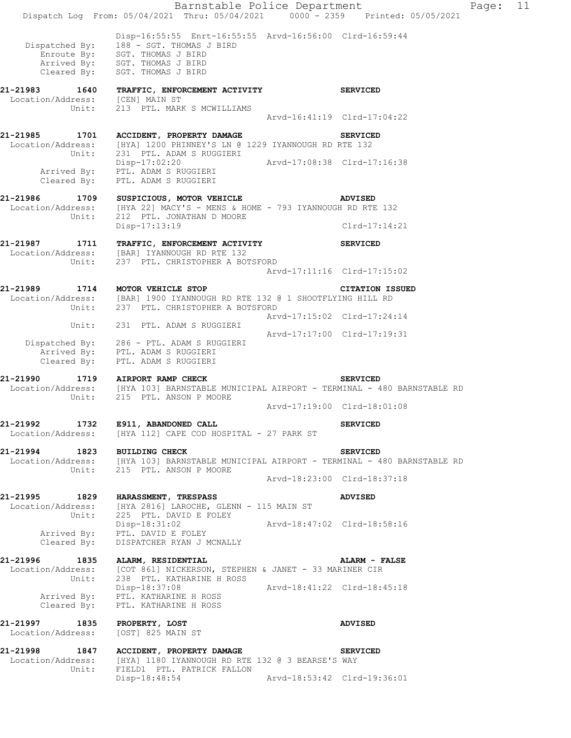```
                Disp-16:55:55  Enrt-16:55:55  Arvd-16:56:00  Clrd-16:59:44
 Dispatched By:   188 - SGT. THOMAS J BIRD
    Enroute By:   SGT. THOMAS J BIRD
    Arrived By:   SGT. THOMAS J BIRD
    Cleared By:   SGT. THOMAS J BIRD

21-21983      1640   TRAFFIC, ENFORCEMENT ACTIVITY                     SERVICED
 Location/Address:   [CEN] MAIN ST
            Unit:    213  PTL. MARK S MCWILLIAMS
                                                Arvd-16:41:19  Clrd-17:04:22

21-21985      1701   ACCIDENT, PROPERTY DAMAGE                         SERVICED
 Location/Address:   [HYA] 1200 PHINNEY'S LN @ 1229 IYANNOUGH RD RTE 132
            Unit:    231  PTL. ADAM S RUGGIERI
                     Disp-17:02:20              Arvd-17:08:38  Clrd-17:16:38
     Arrived By:     PTL. ADAM S RUGGIERI
     Cleared By:     PTL. ADAM S RUGGIERI

21-21986      1709   SUSPICIOUS, MOTOR VEHICLE                         ADVISED
 Location/Address:   [HYA 22] MACY'S - MENS & HOME - 793 IYANNOUGH RD RTE 132
            Unit:    212  PTL. JONATHAN D MOORE
                     Disp-17:13:19                             Clrd-17:14:21

21-21987      1711   TRAFFIC, ENFORCEMENT ACTIVITY                     SERVICED
 Location/Address:   [BAR] IYANNOUGH RD RTE 132
            Unit:    237  PTL. CHRISTOPHER A BOTSFORD
                                                Arvd-17:11:16  Clrd-17:15:02

21-21989      1714   MOTOR VEHICLE STOP                                CITATION ISSUED
 Location/Address:   [BAR] 1900 IYANNOUGH RD RTE 132 @ 1 SHOOTFLYING HILL RD
            Unit:    237  PTL. CHRISTOPHER A BOTSFORD
                                                Arvd-17:15:02  Clrd-17:24:14
            Unit:    231  PTL. ADAM S RUGGIERI
                                                Arvd-17:17:00  Clrd-17:19:31
  Dispatched By:     286 - PTL. ADAM S RUGGIERI
     Arrived By:     PTL. ADAM S RUGGIERI
     Cleared By:     PTL. ADAM S RUGGIERI

21-21990      1719   AIRPORT RAMP CHECK                                SERVICED
 Location/Address:   [HYA 103] BARNSTABLE MUNICIPAL AIRPORT - TERMINAL - 480 BARNSTABLE RD
            Unit:    215  PTL. ANSON P MOORE
                                                Arvd-17:19:00  Clrd-18:01:08

21-21992      1732   E911, ABANDONED CALL                              SERVICED
 Location/Address:   [HYA 112] CAPE COD HOSPITAL - 27 PARK ST

21-21994      1823   BUILDING CHECK                                    SERVICED
 Location/Address:   [HYA 103] BARNSTABLE MUNICIPAL AIRPORT - TERMINAL - 480 BARNSTABLE RD
            Unit:    215  PTL. ANSON P MOORE
                                                Arvd-18:23:00  Clrd-18:37:18

21-21995      1829   HARASSMENT, TRESPASS                              ADVISED
 Location/Address:   [HYA 2816] LAROCHE, GLENN - 115 MAIN ST
            Unit:    225  PTL. DAVID E FOLEY
                     Disp-18:31:02              Arvd-18:47:02  Clrd-18:58:16
     Arrived By:     PTL. DAVID E FOLEY
     Cleared By:     DISPATCHER RYAN J MCNALLY

21-21996      1835   ALARM, RESIDENTIAL                                ALARM - FALSE
 Location/Address:   [COT 861] NICKERSON, STEPHEN & JANET - 33 MARINER CIR
            Unit:    238  PTL. KATHARINE H ROSS
                     Disp-18:37:08              Arvd-18:41:22  Clrd-18:45:18
     Arrived By:     PTL. KATHARINE H ROSS
     Cleared By:     PTL. KATHARINE H ROSS

21-21997      1835   PROPERTY, LOST                                    ADVISED
 Location/Address:   [OST] 825 MAIN ST

21-21998      1847   ACCIDENT, PROPERTY DAMAGE                         SERVICED
 Location/Address:   [HYA] 1180 IYANNOUGH RD RTE 132 @ 3 BEARSE'S WAY
            Unit:    FIELD1  PTL. PATRICK FALLON
                     Disp-18:48:54              Arvd-18:53:42  Clrd-19:36:01
```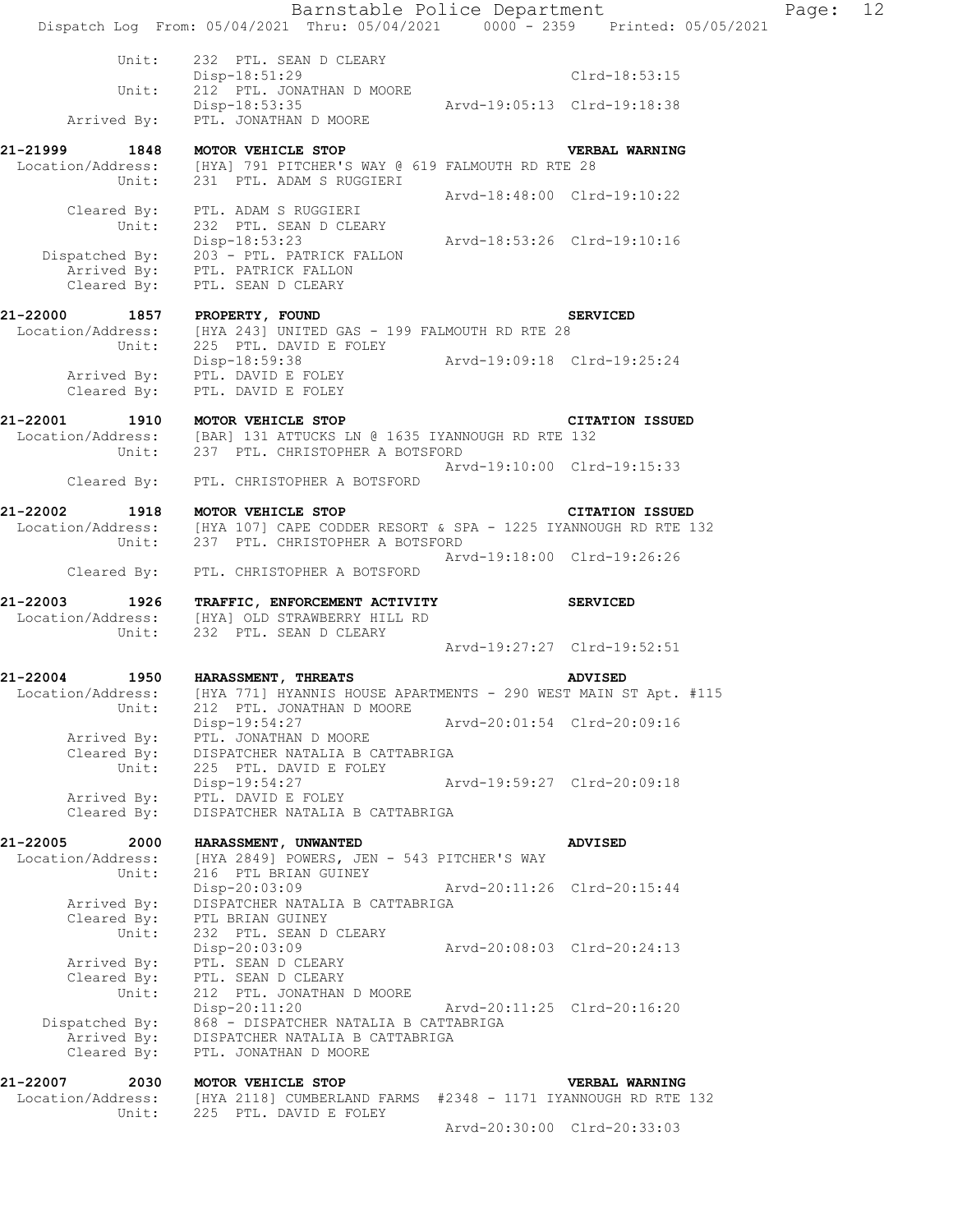```
          Unit:     232  PTL. SEAN D CLEARY
                    Disp-18:51:29                              Clrd-18:53:15
          Unit:     212  PTL. JONATHAN D MOORE
                    Disp-18:53:35              Arvd-19:05:13  Clrd-19:18:38
    Arrived By:     PTL. JONATHAN D MOORE

21-21999     1848   MOTOR VEHICLE STOP                          VERBAL WARNING
  Location/Address: [HYA] 791 PITCHER'S WAY @ 619 FALMOUTH RD RTE 28
             Unit:  231  PTL. ADAM S RUGGIERI
                                               Arvd-18:48:00  Clrd-19:10:22
       Cleared By:  PTL. ADAM S RUGGIERI
             Unit:  232  PTL. SEAN D CLEARY
                    Disp-18:53:23              Arvd-18:53:26  Clrd-19:10:16
    Dispatched By:  203 - PTL. PATRICK FALLON
       Arrived By:  PTL. PATRICK FALLON
       Cleared By:  PTL. SEAN D CLEARY

21-22000     1857   PROPERTY, FOUND                             SERVICED
  Location/Address: [HYA 243] UNITED GAS - 199 FALMOUTH RD RTE 28
             Unit:  225  PTL. DAVID E FOLEY
                    Disp-18:59:38              Arvd-19:09:18  Clrd-19:25:24
       Arrived By:  PTL. DAVID E FOLEY
       Cleared By:  PTL. DAVID E FOLEY

21-22001     1910   MOTOR VEHICLE STOP                          CITATION ISSUED
  Location/Address: [BAR] 131 ATTUCKS LN @ 1635 IYANNOUGH RD RTE 132
             Unit:  237  PTL. CHRISTOPHER A BOTSFORD
                                               Arvd-19:10:00  Clrd-19:15:33
       Cleared By:  PTL. CHRISTOPHER A BOTSFORD

21-22002     1918   MOTOR VEHICLE STOP                          CITATION ISSUED
  Location/Address: [HYA 107] CAPE CODDER RESORT & SPA - 1225 IYANNOUGH RD RTE 132
             Unit:  237  PTL. CHRISTOPHER A BOTSFORD
                                               Arvd-19:18:00  Clrd-19:26:26
       Cleared By:  PTL. CHRISTOPHER A BOTSFORD

21-22003     1926   TRAFFIC, ENFORCEMENT ACTIVITY               SERVICED
  Location/Address: [HYA] OLD STRAWBERRY HILL RD
             Unit:  232  PTL. SEAN D CLEARY
                                               Arvd-19:27:27  Clrd-19:52:51

21-22004     1950   HARASSMENT, THREATS                         ADVISED
  Location/Address: [HYA 771] HYANNIS HOUSE APARTMENTS - 290 WEST MAIN ST Apt. #115
             Unit:  212  PTL. JONATHAN D MOORE
                    Disp-19:54:27              Arvd-20:01:54  Clrd-20:09:16
       Arrived By:  PTL. JONATHAN D MOORE
       Cleared By:  DISPATCHER NATALIA B CATTABRIGA
             Unit:  225  PTL. DAVID E FOLEY
                    Disp-19:54:27              Arvd-19:59:27  Clrd-20:09:18
       Arrived By:  PTL. DAVID E FOLEY
       Cleared By:  DISPATCHER NATALIA B CATTABRIGA

21-22005     2000   HARASSMENT, UNWANTED                        ADVISED
  Location/Address: [HYA 2849] POWERS, JEN - 543 PITCHER'S WAY
             Unit:  216  PTL BRIAN GUINEY
                    Disp-20:03:09              Arvd-20:11:26  Clrd-20:15:44
       Arrived By:  DISPATCHER NATALIA B CATTABRIGA
       Cleared By:  PTL BRIAN GUINEY
             Unit:  232  PTL. SEAN D CLEARY
                    Disp-20:03:09              Arvd-20:08:03  Clrd-20:24:13
       Arrived By:  PTL. SEAN D CLEARY
       Cleared By:  PTL. SEAN D CLEARY
             Unit:  212  PTL. JONATHAN D MOORE
                    Disp-20:11:20              Arvd-20:11:25  Clrd-20:16:20
    Dispatched By:  868 - DISPATCHER NATALIA B CATTABRIGA
       Arrived By:  DISPATCHER NATALIA B CATTABRIGA
       Cleared By:  PTL. JONATHAN D MOORE

21-22007     2030   MOTOR VEHICLE STOP                          VERBAL WARNING
  Location/Address: [HYA 2118] CUMBERLAND FARMS  #2348 - 1171 IYANNOUGH RD RTE 132
             Unit:  225  PTL. DAVID E FOLEY
                                               Arvd-20:30:00  Clrd-20:33:03
```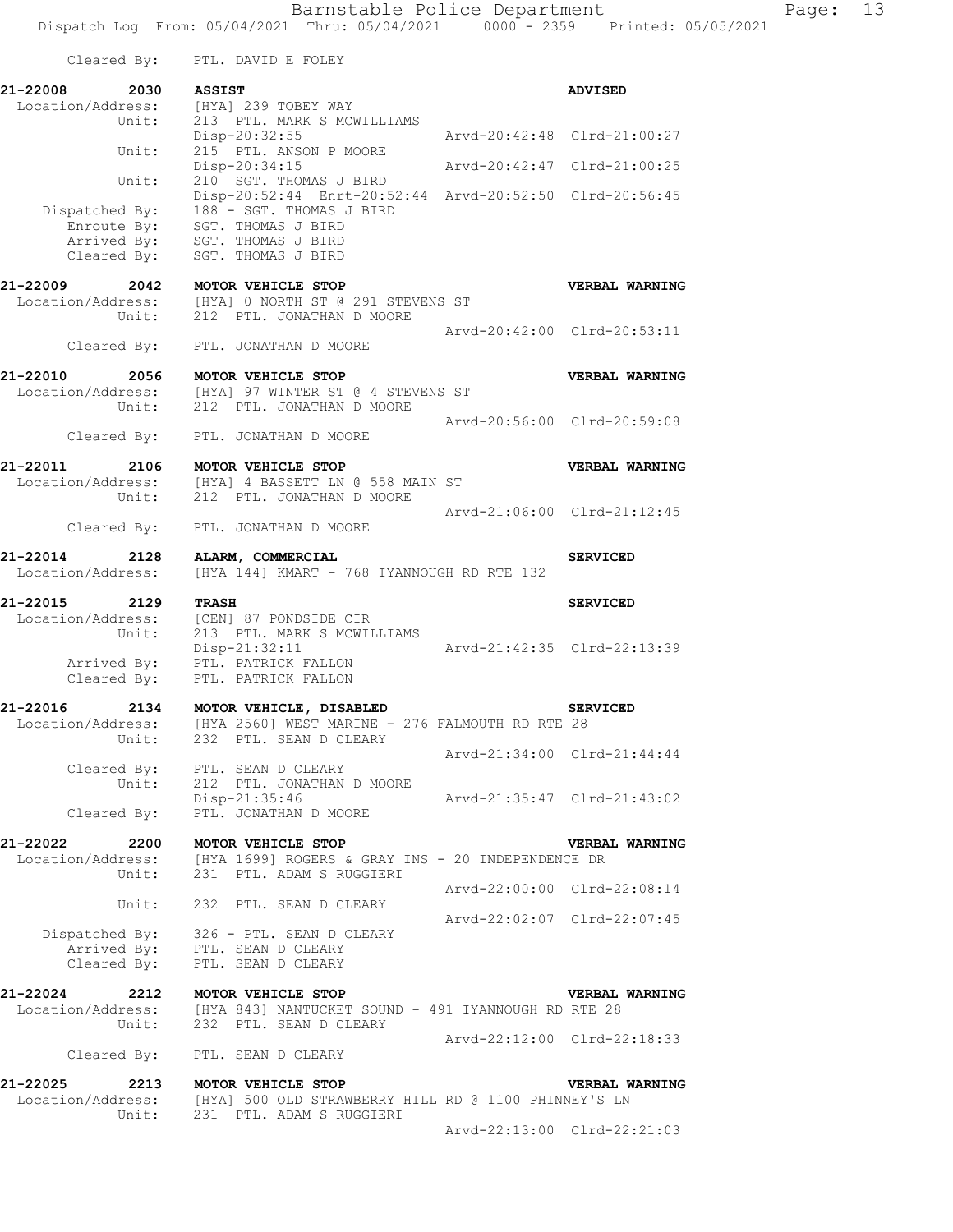Cleared By: PTL. DAVID E FOLEY

**21-22008 2030 ASSIST** **ADVISED**
Location/Address: [HYA] 239 TOBEY WAY
Unit: 213 PTL. MARK S MCWILLIAMS
Disp-20:32:55 Arvd-20:42:48 Clrd-21:00:27
Unit: 215 PTL. ANSON P MOORE
Disp-20:34:15 Arvd-20:42:47 Clrd-21:00:25
Unit: 210 SGT. THOMAS J BIRD
Disp-20:52:44 Enrt-20:52:44 Arvd-20:52:50 Clrd-20:56:45
Dispatched By: 188 - SGT. THOMAS J BIRD
Enroute By: SGT. THOMAS J BIRD
Arrived By: SGT. THOMAS J BIRD
Cleared By: SGT. THOMAS J BIRD

**21-22009 2042 MOTOR VEHICLE STOP** **VERBAL WARNING**
Location/Address: [HYA] 0 NORTH ST @ 291 STEVENS ST
Unit: 212 PTL. JONATHAN D MOORE
Arvd-20:42:00 Clrd-20:53:11
Cleared By: PTL. JONATHAN D MOORE

**21-22010 2056 MOTOR VEHICLE STOP** **VERBAL WARNING**
Location/Address: [HYA] 97 WINTER ST @ 4 STEVENS ST
Unit: 212 PTL. JONATHAN D MOORE
Arvd-20:56:00 Clrd-20:59:08
Cleared By: PTL. JONATHAN D MOORE

**21-22011 2106 MOTOR VEHICLE STOP** **VERBAL WARNING**
Location/Address: [HYA] 4 BASSETT LN @ 558 MAIN ST
Unit: 212 PTL. JONATHAN D MOORE
Arvd-21:06:00 Clrd-21:12:45
Cleared By: PTL. JONATHAN D MOORE

**21-22014 2128 ALARM, COMMERCIAL** **SERVICED**
Location/Address: [HYA 144] KMART - 768 IYANNOUGH RD RTE 132

**21-22015 2129 TRASH** **SERVICED**
Location/Address: [CEN] 87 PONDSIDE CIR
Unit: 213 PTL. MARK S MCWILLIAMS
Disp-21:32:11 Arvd-21:42:35 Clrd-22:13:39
Arrived By: PTL. PATRICK FALLON
Cleared By: PTL. PATRICK FALLON

**21-22016 2134 MOTOR VEHICLE, DISABLED** **SERVICED**
Location/Address: [HYA 2560] WEST MARINE - 276 FALMOUTH RD RTE 28
Unit: 232 PTL. SEAN D CLEARY
Arvd-21:34:00 Clrd-21:44:44
Cleared By: PTL. SEAN D CLEARY
Unit: 212 PTL. JONATHAN D MOORE
Disp-21:35:46 Arvd-21:35:47 Clrd-21:43:02
Cleared By: PTL. JONATHAN D MOORE

**21-22022 2200 MOTOR VEHICLE STOP** **VERBAL WARNING**
Location/Address: [HYA 1699] ROGERS & GRAY INS - 20 INDEPENDENCE DR
Unit: 231 PTL. ADAM S RUGGIERI
Arvd-22:00:00 Clrd-22:08:14
Unit: 232 PTL. SEAN D CLEARY
Arvd-22:02:07 Clrd-22:07:45
Dispatched By: 326 - PTL. SEAN D CLEARY
Arrived By: PTL. SEAN D CLEARY
Cleared By: PTL. SEAN D CLEARY

**21-22024 2212 MOTOR VEHICLE STOP** **VERBAL WARNING**
Location/Address: [HYA 843] NANTUCKET SOUND - 491 IYANNOUGH RD RTE 28
Unit: 232 PTL. SEAN D CLEARY
Arvd-22:12:00 Clrd-22:18:33
Cleared By: PTL. SEAN D CLEARY

**21-22025 2213 MOTOR VEHICLE STOP** **VERBAL WARNING**
Location/Address: [HYA] 500 OLD STRAWBERRY HILL RD @ 1100 PHINNEY'S LN
Unit: 231 PTL. ADAM S RUGGIERI
Arvd-22:13:00 Clrd-22:21:03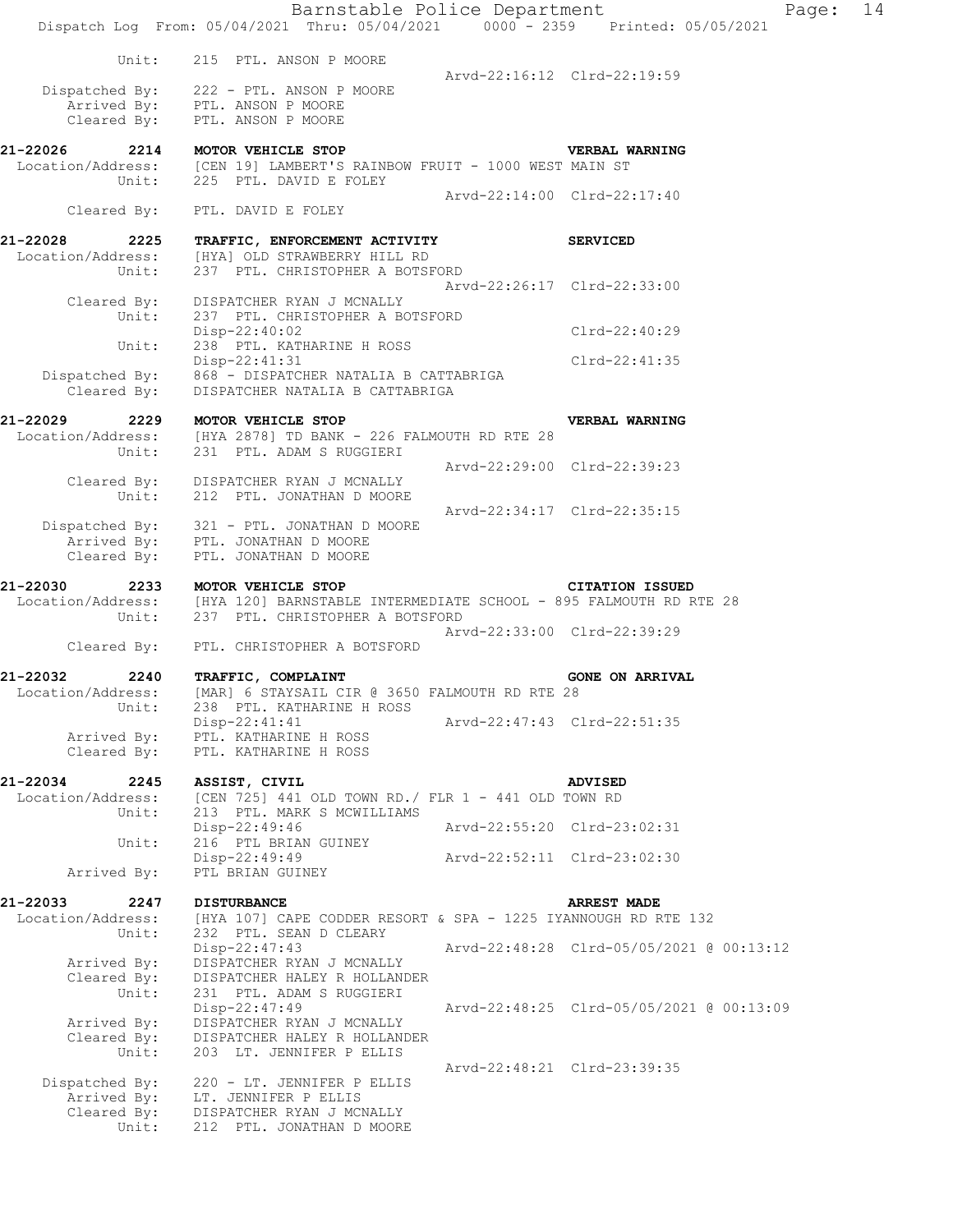```
          Unit:    215  PTL. ANSON P MOORE
                                                         Arvd-22:16:12  Clrd-22:19:59
 Dispatched By:    222 - PTL. ANSON P MOORE
   Arrived By:     PTL. ANSON P MOORE
   Cleared By:     PTL. ANSON P MOORE

21-22026      2214  MOTOR VEHICLE STOP                                   VERBAL WARNING
 Location/Address:  [CEN 19] LAMBERT'S RAINBOW FRUIT - 1000 WEST MAIN ST
            Unit:   225  PTL. DAVID E FOLEY
                                                         Arvd-22:14:00  Clrd-22:17:40
     Cleared By:    PTL. DAVID E FOLEY

21-22028      2225  TRAFFIC, ENFORCEMENT ACTIVITY                        SERVICED
 Location/Address:  [HYA] OLD STRAWBERRY HILL RD
            Unit:   237  PTL. CHRISTOPHER A BOTSFORD
                                                         Arvd-22:26:17  Clrd-22:33:00
     Cleared By:    DISPATCHER RYAN J MCNALLY
            Unit:   237  PTL. CHRISTOPHER A BOTSFORD
                    Disp-22:40:02                                       Clrd-22:40:29
            Unit:   238  PTL. KATHARINE H ROSS
                    Disp-22:41:31                                       Clrd-22:41:35
  Dispatched By:    868 - DISPATCHER NATALIA B CATTABRIGA
     Cleared By:    DISPATCHER NATALIA B CATTABRIGA

21-22029      2229  MOTOR VEHICLE STOP                                   VERBAL WARNING
 Location/Address:  [HYA 2878] TD BANK - 226 FALMOUTH RD RTE 28
            Unit:   231  PTL. ADAM S RUGGIERI
                                                         Arvd-22:29:00  Clrd-22:39:23
     Cleared By:    DISPATCHER RYAN J MCNALLY
            Unit:   212  PTL. JONATHAN D MOORE
                                                         Arvd-22:34:17  Clrd-22:35:15
  Dispatched By:    321 - PTL. JONATHAN D MOORE
     Arrived By:    PTL. JONATHAN D MOORE
     Cleared By:    PTL. JONATHAN D MOORE

21-22030      2233  MOTOR VEHICLE STOP                                   CITATION ISSUED
 Location/Address:  [HYA 120] BARNSTABLE INTERMEDIATE SCHOOL - 895 FALMOUTH RD RTE 28
            Unit:   237  PTL. CHRISTOPHER A BOTSFORD
                                                         Arvd-22:33:00  Clrd-22:39:29
     Cleared By:    PTL. CHRISTOPHER A BOTSFORD

21-22032      2240  TRAFFIC, COMPLAINT                                   GONE ON ARRIVAL
 Location/Address:  [MAR] 6 STAYSAIL CIR @ 3650 FALMOUTH RD RTE 28
            Unit:   238  PTL. KATHARINE H ROSS
                    Disp-22:41:41                        Arvd-22:47:43  Clrd-22:51:35
     Arrived By:    PTL. KATHARINE H ROSS
     Cleared By:    PTL. KATHARINE H ROSS

21-22034      2245  ASSIST, CIVIL                                        ADVISED
 Location/Address:  [CEN 725] 441 OLD TOWN RD./ FLR 1 - 441 OLD TOWN RD
            Unit:   213  PTL. MARK S MCWILLIAMS
                    Disp-22:49:46                        Arvd-22:55:20  Clrd-23:02:31
            Unit:   216  PTL BRIAN GUINEY
                    Disp-22:49:49                        Arvd-22:52:11  Clrd-23:02:30
     Arrived By:    PTL BRIAN GUINEY

21-22033      2247  DISTURBANCE                                          ARREST MADE
 Location/Address:  [HYA 107] CAPE CODDER RESORT & SPA - 1225 IYANNOUGH RD RTE 132
            Unit:   232  PTL. SEAN D CLEARY
                    Disp-22:47:43                        Arvd-22:48:28  Clrd-05/05/2021 @ 00:13:12
     Arrived By:    DISPATCHER RYAN J MCNALLY
     Cleared By:    DISPATCHER HALEY R HOLLANDER
            Unit:   231  PTL. ADAM S RUGGIERI
                    Disp-22:47:49                        Arvd-22:48:25  Clrd-05/05/2021 @ 00:13:09
     Arrived By:    DISPATCHER RYAN J MCNALLY
     Cleared By:    DISPATCHER HALEY R HOLLANDER
            Unit:   203  LT. JENNIFER P ELLIS
                                                         Arvd-22:48:21  Clrd-23:39:35
  Dispatched By:    220 - LT. JENNIFER P ELLIS
     Arrived By:    LT. JENNIFER P ELLIS
     Cleared By:    DISPATCHER RYAN J MCNALLY
            Unit:   212  PTL. JONATHAN D MOORE
```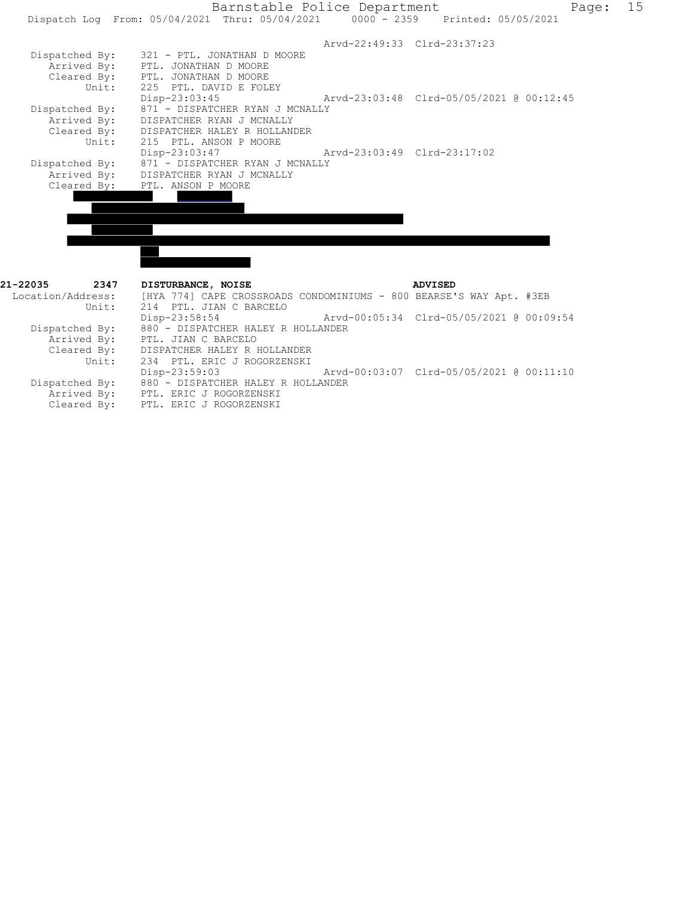Arvd-22:49:33 Clrd-23:37:23

Dispatched By: 321 - PTL. JONATHAN D MOORE
Arrived By: PTL. JONATHAN D MOORE
Cleared By: PTL. JONATHAN D MOORE
Unit: 225 PTL. DAVID E FOLEY
Disp-23:03:45 Arvd-23:03:48 Clrd-05/05/2021 @ 00:12:45
Dispatched By: 871 - DISPATCHER RYAN J MCNALLY
Arrived By: DISPATCHER RYAN J MCNALLY
Cleared By: DISPATCHER HALEY R HOLLANDER
Unit: 215 PTL. ANSON P MOORE
Disp-23:03:47 Arvd-23:03:49 Clrd-23:17:02
Dispatched By: 871 - DISPATCHER RYAN J MCNALLY
Arrived By: DISPATCHER RYAN J MCNALLY
Cleared By: PTL. ANSON P MOORE

**21-22035 2347 DISTURBANCE, NOISE** **ADVISED**

Location/Address: [HYA 774] CAPE CROSSROADS CONDOMINIUMS - 800 BEARSE'S WAY Apt. #3EB
Unit: 214 PTL. JIAN C BARCELO
Disp-23:58:54 Arvd-00:05:34 Clrd-05/05/2021 @ 00:09:54
Dispatched By: 880 - DISPATCHER HALEY R HOLLANDER
Arrived By: PTL. JIAN C BARCELO
Cleared By: DISPATCHER HALEY R HOLLANDER
Unit: 234 PTL. ERIC J ROGORZENSKI
Disp-23:59:03 Arvd-00:03:07 Clrd-05/05/2021 @ 00:11:10
Dispatched By: 880 - DISPATCHER HALEY R HOLLANDER
Arrived By: PTL. ERIC J ROGORZENSKI
Cleared By: PTL. ERIC J ROGORZENSKI